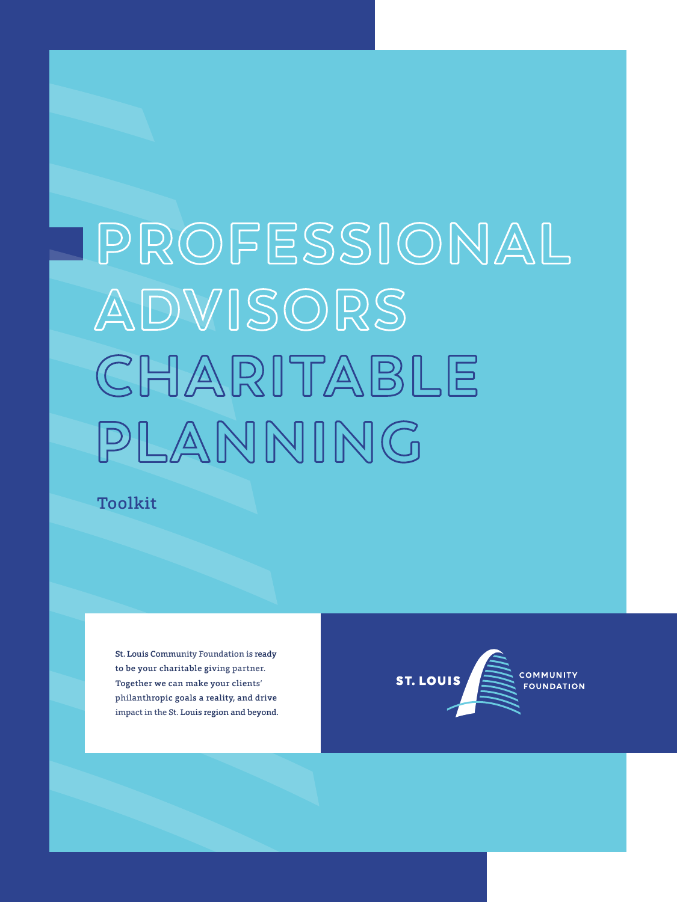# PROFESSIONAL ADVISORS CHARITABLE PLANNING

## Toolkit

St. Louis Community Foundation is ready to be your charitable giving partner. Together we can make your clients' philanthropic goals a reality, and drive impact in the St. Louis region and beyond.

ST. LOUIS COMMUNITY FOUNDATION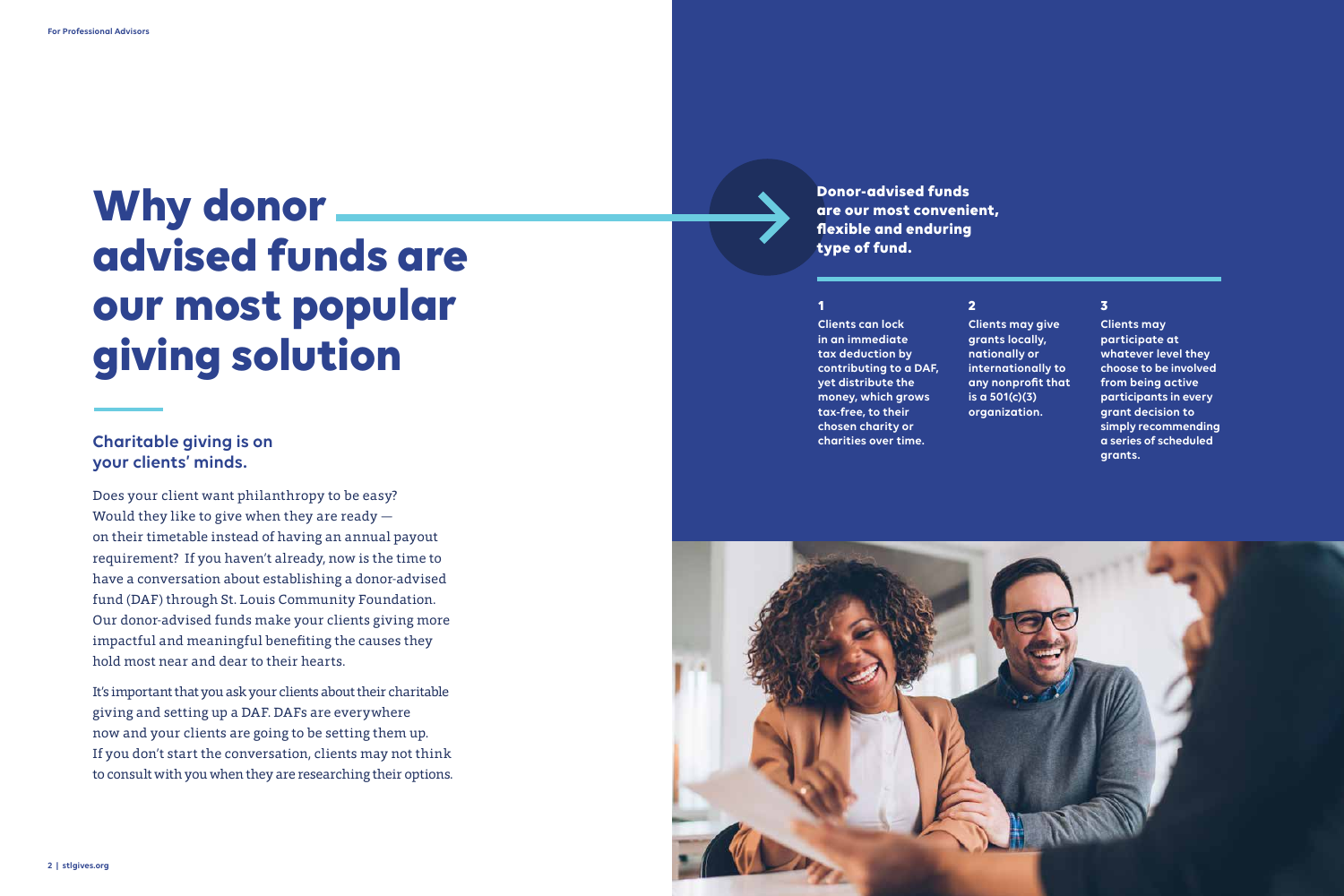# Why donor advised funds are our most popular giving solution

## Charitable giving is on your clients' minds.

Does your client want philanthropy to be easy? Would they like to give when they are ready — on their timetable instead of having an annual payout requirement? If you haven't already, now is the time to have a conversation about establishing a donor-advised fund (DAF) through St. Louis Community Foundation. Our donor-advised funds make your clients giving more impactful and meaningful benefiting the causes they hold most near and dear to their hearts.

It's important that you ask your clients about their charitable giving and setting up a DAF. DAFs are everywhere now and your clients are going to be setting them up. If you don't start the conversation, clients may not think to consult with you when they are researching their options.

**Donor-advised funds are our most convenient, flexible and enduring type of fund.**

**1**
Clients can lock in an immediate tax deduction by contributing to a DAF, yet distribute the money, which grows tax-free, to their chosen charity or charities over time.

**2**
Clients may give grants locally, nationally or internationally to any nonprofit that is a 501(c)(3) organization.

**3**
Clients may participate at whatever level they choose to be involved from being active participants in every grant decision to simply recommending a series of scheduled grants.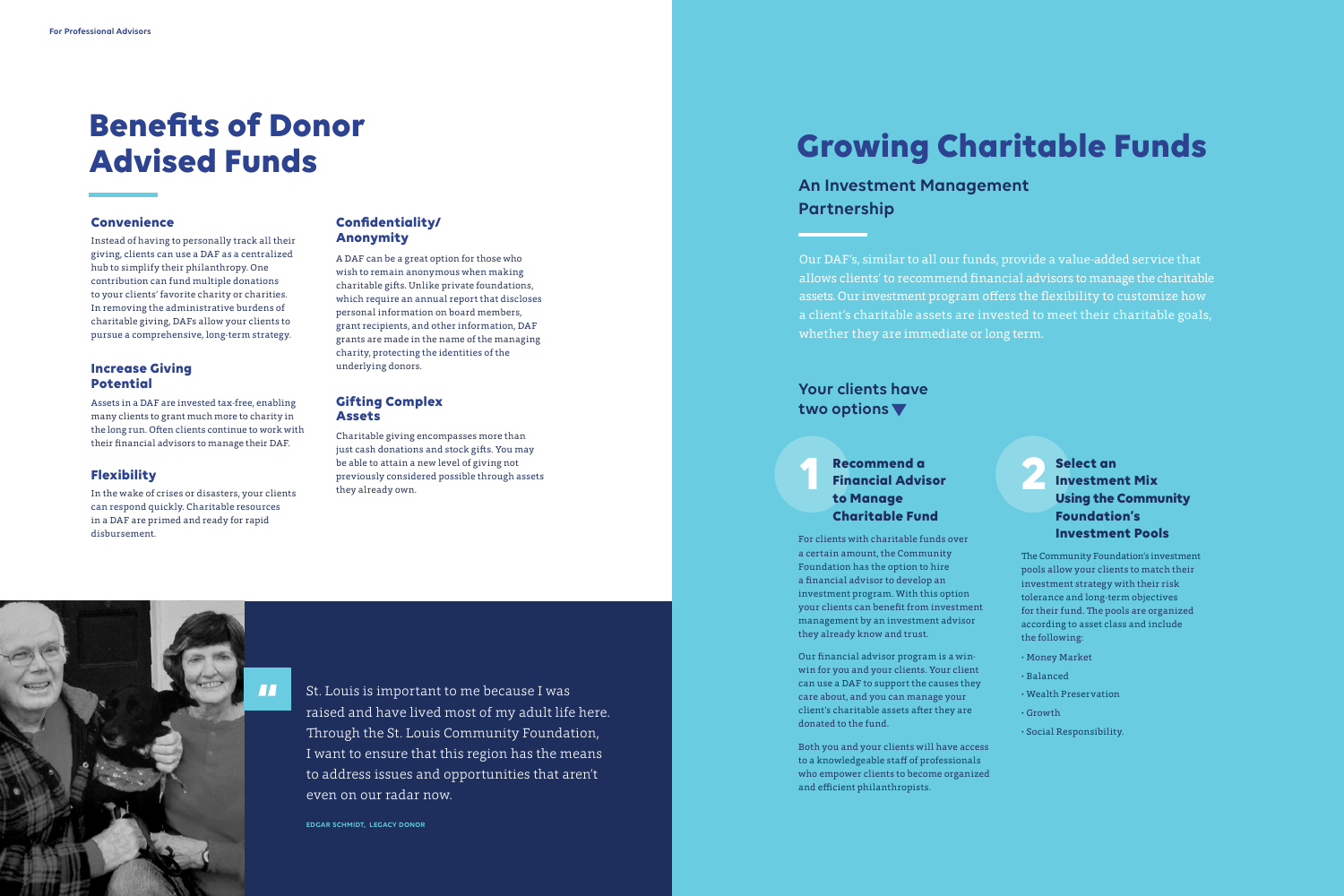For Professional Advisors

# Benefits of Donor Advised Funds

### Convenience

Instead of having to personally track all their giving, clients can use a DAF as a centralized hub to simplify their philanthropy. One contribution can fund multiple donations to your clients' favorite charity or charities. In removing the administrative burdens of charitable giving, DAFs allow your clients to pursue a comprehensive, long-term strategy.

### Increase Giving Potential

Assets in a DAF are invested tax-free, enabling many clients to grant much more to charity in the long run. Often clients continue to work with their financial advisors to manage their DAF.

### Flexibility

In the wake of crises or disasters, your clients can respond quickly. Charitable resources in a DAF are primed and ready for rapid disbursement.

### Confidentiality/ Anonymity

A DAF can be a great option for those who wish to remain anonymous when making charitable gifts. Unlike private foundations, which require an annual report that discloses personal information on board members, grant recipients, and other information, DAF grants are made in the name of the managing charity, protecting the identities of the underlying donors.

### Gifting Complex Assets

Charitable giving encompasses more than just cash donations and stock gifts. You may be able to attain a new level of giving not previously considered possible through assets they already own.

> St. Louis is important to me because I was raised and have lived most of my adult life here. Through the St. Louis Community Foundation, I want to ensure that this region has the means to address issues and opportunities that aren't even on our radar now.
>
> EDGAR SCHMIDT, LEGACY DONOR

# Growing Charitable Funds

## An Investment Management Partnership

Our DAF's, similar to all our funds, provide a value-added service that allows clients' to recommend financial advisors to manage the charitable assets. Our investment program offers the flexibility to customize how a client's charitable assets are invested to meet their charitable goals, whether they are immediate or long term.

### Your clients have two options

### 1 Recommend a Financial Advisor to Manage Charitable Fund

For clients with charitable funds over a certain amount, the Community Foundation has the option to hire a financial advisor to develop an investment program. With this option your clients can benefit from investment management by an investment advisor they already know and trust.

Our financial advisor program is a win-win for you and your clients. Your client can use a DAF to support the causes they care about, and you can manage your client's charitable assets after they are donated to the fund.

Both you and your clients will have access to a knowledgeable staff of professionals who empower clients to become organized and efficient philanthropists.

### 2 Select an Investment Mix Using the Community Foundation's Investment Pools

The Community Foundation's investment pools allow your clients to match their investment strategy with their risk tolerance and long-term objectives for their fund. The pools are organized according to asset class and include the following:

- Money Market
- Balanced
- Wealth Preservation
- Growth
- Social Responsibility.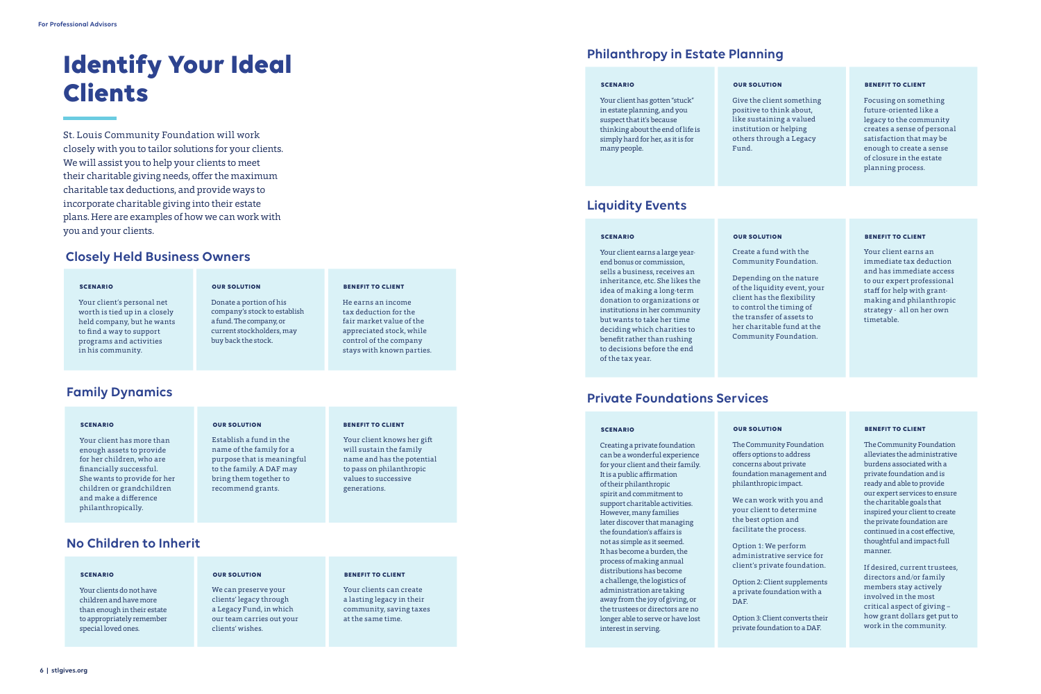For Professional Advisors

# Identify Your Ideal Clients

St. Louis Community Foundation will work closely with you to tailor solutions for your clients. We will assist you to help your clients to meet their charitable giving needs, offer the maximum charitable tax deductions, and provide ways to incorporate charitable giving into their estate plans. Here are examples of how we can work with you and your clients.

## Closely Held Business Owners

| SCENARIO | OUR SOLUTION | BENEFIT TO CLIENT |
|---|---|---|
| Your client's personal net worth is tied up in a closely held company, but he wants to find a way to support programs and activities in his community. | Donate a portion of his company's stock to establish a fund. The company, or current stockholders, may buy back the stock. | He earns an income tax deduction for the fair market value of the appreciated stock, while control of the company stays with known parties. |

## Family Dynamics

| SCENARIO | OUR SOLUTION | BENEFIT TO CLIENT |
|---|---|---|
| Your client has more than enough assets to provide for her children, who are financially successful. She wants to provide for her children or grandchildren and make a difference philanthropically. | Establish a fund in the name of the family for a purpose that is meaningful to the family. A DAF may bring them together to recommend grants. | Your client knows her gift will sustain the family name and has the potential to pass on philanthropic values to successive generations. |

## No Children to Inherit

| SCENARIO | OUR SOLUTION | BENEFIT TO CLIENT |
|---|---|---|
| Your clients do not have children and have more than enough in their estate to appropriately remember special loved ones. | We can preserve your clients' legacy through a Legacy Fund, in which our team carries out your clients' wishes. | Your clients can create a lasting legacy in their community, saving taxes at the same time. |

## Philanthropy in Estate Planning

| SCENARIO | OUR SOLUTION | BENEFIT TO CLIENT |
|---|---|---|
| Your client has gotten "stuck" in estate planning, and you suspect that it's because thinking about the end of life is simply hard for her, as it is for many people. | Give the client something positive to think about, like sustaining a valued institution or helping others through a Legacy Fund. | Focusing on something future-oriented like a legacy to the community creates a sense of personal satisfaction that may be enough to create a sense of closure in the estate planning process. |

## Liquidity Events

| SCENARIO | OUR SOLUTION | BENEFIT TO CLIENT |
|---|---|---|
| Your client earns a large year-end bonus or commission, sells a business, receives an inheritance, etc. She likes the idea of making a long-term donation to organizations or institutions in her community but wants to take her time deciding which charities to benefit rather than rushing to decisions before the end of the tax year. | Create a fund with the Community Foundation.<br><br>Depending on the nature of the liquidity event, your client has the flexibility to control the timing of the transfer of assets to her charitable fund at the Community Foundation. | Your client earns an immediate tax deduction and has immediate access to our expert professional staff for help with grant-making and philanthropic strategy - all on her own timetable. |

## Private Foundations Services

| SCENARIO | OUR SOLUTION | BENEFIT TO CLIENT |
|---|---|---|
| Creating a private foundation can be a wonderful experience for your client and their family. It is a public affirmation of their philanthropic spirit and commitment to support charitable activities. However, many families later discover that managing the foundation's affairs is not as simple as it seemed. It has become a burden, the process of making annual distributions has become a challenge, the logistics of administration are taking away from the joy of giving, or the trustees or directors are no longer able to serve or have lost interest in serving. | The Community Foundation offers options to address concerns about private foundation management and philanthropic impact.<br><br>We can work with you and your client to determine the best option and facilitate the process.<br><br>Option 1: We perform administrative service for client's private foundation.<br><br>Option 2: Client supplements a private foundation with a DAF.<br><br>Option 3: Client converts their private foundation to a DAF. | The Community Foundation alleviates the administrative burdens associated with a private foundation and is ready and able to provide our expert services to ensure the charitable goals that inspired your client to create the private foundation are continued in a cost effective, thoughtful and impact-full manner.<br><br>If desired, current trustees, directors and/or family members stay actively involved in the most critical aspect of giving – how grant dollars get put to work in the community. |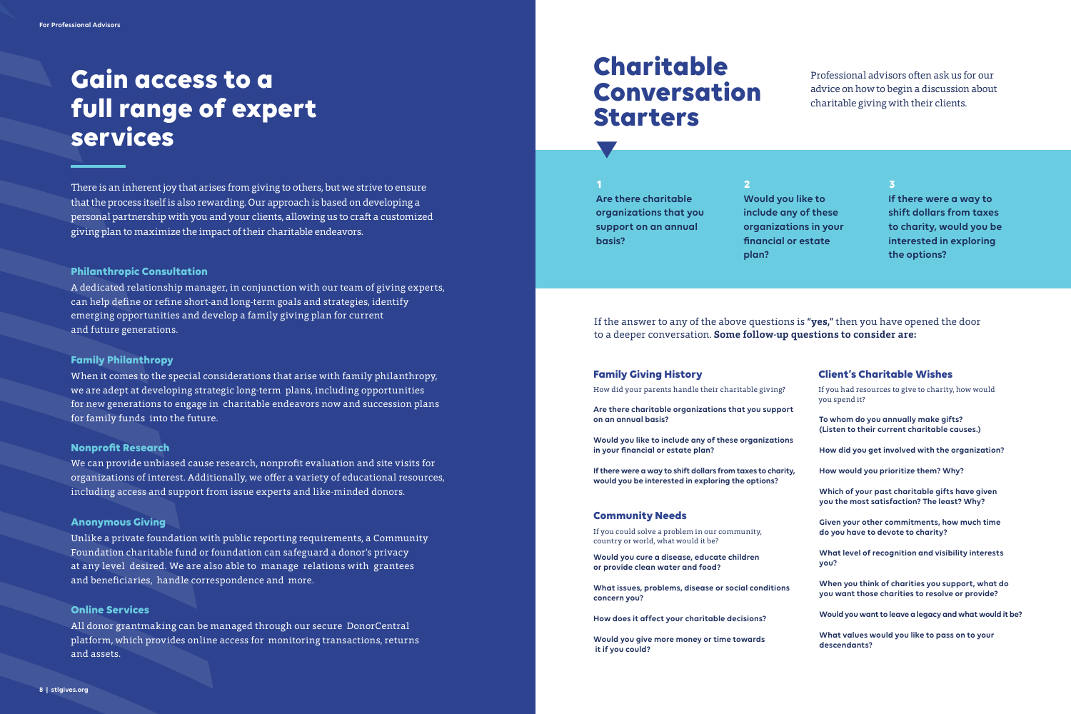For Professional Advisors

# Gain access to a full range of expert services

There is an inherent joy that arises from giving to others, but we strive to ensure that the process itself is also rewarding. Our approach is based on developing a personal partnership with you and your clients, allowing us to craft a customized giving plan to maximize the impact of their charitable endeavors.

### Philanthropic Consultation

A dedicated relationship manager, in conjunction with our team of giving experts, can help define or refine short-and long-term goals and strategies, identify emerging opportunities and develop a family giving plan for current and future generations.

### Family Philanthropy

When it comes to the special considerations that arise with family philanthropy, we are adept at developing strategic long-term plans, including opportunities for new generations to engage in charitable endeavors now and succession plans for family funds into the future.

### Nonprofit Research

We can provide unbiased cause research, nonprofit evaluation and site visits for organizations of interest. Additionally, we offer a variety of educational resources, including access and support from issue experts and like-minded donors.

### Anonymous Giving

Unlike a private foundation with public reporting requirements, a Community Foundation charitable fund or foundation can safeguard a donor's privacy at any level desired. We are also able to manage relations with grantees and beneficiaries, handle correspondence and more.

### Online Services

All donor grantmaking can be managed through our secure DonorCentral platform, which provides online access for monitoring transactions, returns and assets.

# Charitable Conversation Starters

Professional advisors often ask us for our advice on how to begin a discussion about charitable giving with their clients.

**1** **Are there charitable organizations that you support on an annual basis?**

**2** **Would you like to include any of these organizations in your financial or estate plan?**

**3** **If there were a way to shift dollars from taxes to charity, would you be interested in exploring the options?**

If the answer to any of the above questions is **"yes,"** then you have opened the door to a deeper conversation. **Some follow-up questions to consider are:**

### Family Giving History

How did your parents handle their charitable giving?

**Are there charitable organizations that you support on an annual basis?**

**Would you like to include any of these organizations in your financial or estate plan?**

**If there were a way to shift dollars from taxes to charity, would you be interested in exploring the options?**

### Community Needs

If you could solve a problem in our community, country or world, what would it be?

**Would you cure a disease, educate children or provide clean water and food?**

**What issues, problems, disease or social conditions concern you?**

**How does it affect your charitable decisions?**

**Would you give more money or time towards it if you could?**

### Client's Charitable Wishes

If you had resources to give to charity, how would you spend it?

**To whom do you annually make gifts? (Listen to their current charitable causes.)**

**How did you get involved with the organization?**

**How would you prioritize them? Why?**

**Which of your past charitable gifts have given you the most satisfaction? The least? Why?**

**Given your other commitments, how much time do you have to devote to charity?**

**What level of recognition and visibility interests you?**

**When you think of charities you support, what do you want those charities to resolve or provide?**

**Would you want to leave a legacy and what would it be?**

**What values would you like to pass on to your descendants?**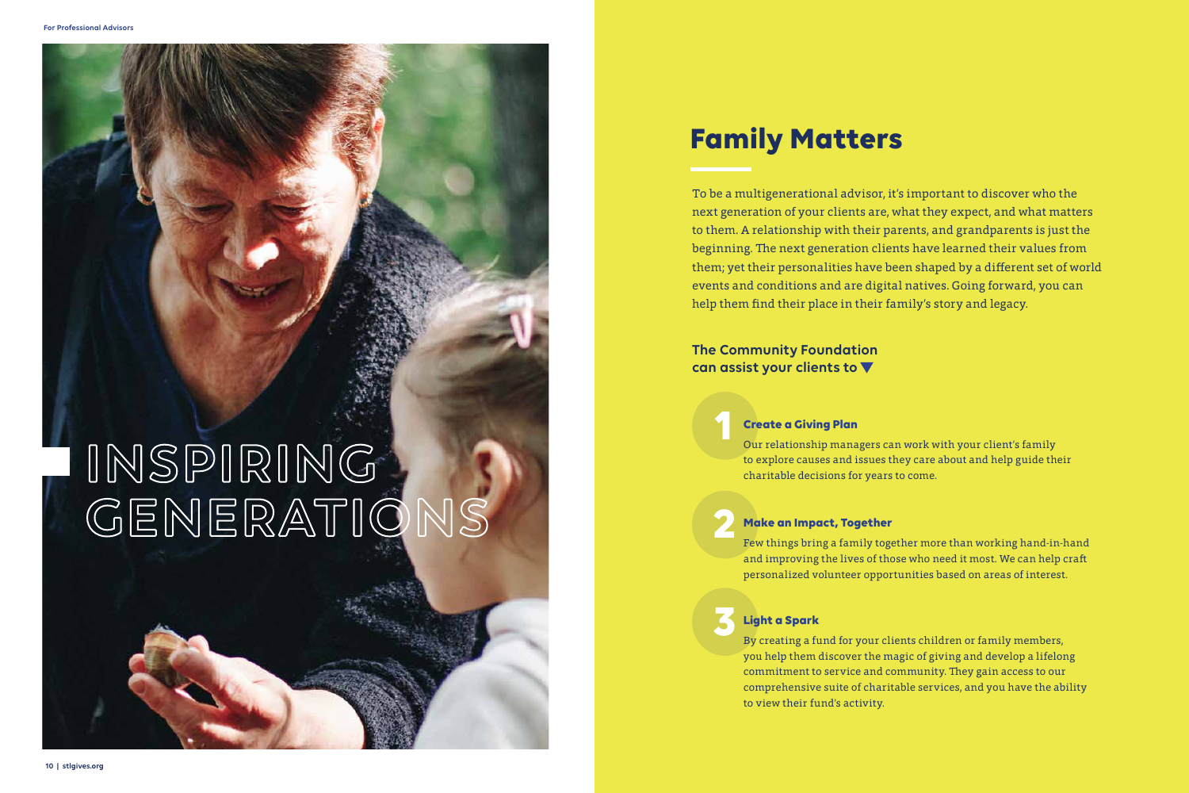# INSPIRING GENERATIONS

## Family Matters

To be a multigenerational advisor, it's important to discover who the next generation of your clients are, what they expect, and what matters to them. A relationship with their parents, and grandparents is just the beginning. The next generation clients have learned their values from them; yet their personalities have been shaped by a different set of world events and conditions and are digital natives. Going forward, you can help them find their place in their family's story and legacy.

**The Community Foundation can assist your clients to ▼**

### 1 Create a Giving Plan

Our relationship managers can work with your client's family to explore causes and issues they care about and help guide their charitable decisions for years to come.

### 2 Make an Impact, Together

Few things bring a family together more than working hand-in-hand and improving the lives of those who need it most. We can help craft personalized volunteer opportunities based on areas of interest.

### 3 Light a Spark

By creating a fund for your clients children or family members, you help them discover the magic of giving and develop a lifelong commitment to service and community. They gain access to our comprehensive suite of charitable services, and you have the ability to view their fund's activity.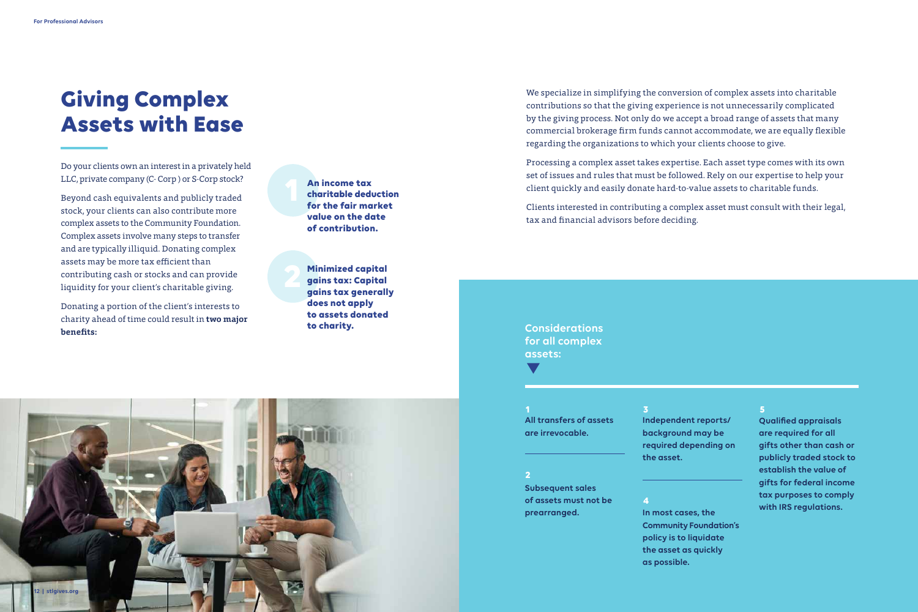# Giving Complex Assets with Ease

Do your clients own an interest in a privately held LLC, private company (C- Corp ) or S-Corp stock?

Beyond cash equivalents and publicly traded stock, your clients can also contribute more complex assets to the Community Foundation. Complex assets involve many steps to transfer and are typically illiquid. Donating complex assets may be more tax efficient than contributing cash or stocks and can provide liquidity for your client's charitable giving.

Donating a portion of the client's interests to charity ahead of time could result in **two major benefits:**

1. **An income tax charitable deduction for the fair market value on the date of contribution.**
2. **Minimized capital gains tax: Capital gains tax generally does not apply to assets donated to charity.**

We specialize in simplifying the conversion of complex assets into charitable contributions so that the giving experience is not unnecessarily complicated by the giving process. Not only do we accept a broad range of assets that many commercial brokerage firm funds cannot accommodate, we are equally flexible regarding the organizations to which your clients choose to give.

Processing a complex asset takes expertise. Each asset type comes with its own set of issues and rules that must be followed. Rely on our expertise to help your client quickly and easily donate hard-to-value assets to charitable funds.

Clients interested in contributing a complex asset must consult with their legal, tax and financial advisors before deciding.

## Considerations for all complex assets:

1. **All transfers of assets are irrevocable.**
2. **Subsequent sales of assets must not be prearranged.**
3. **Independent reports/ background may be required depending on the asset.**
4. **In most cases, the Community Foundation's policy is to liquidate the asset as quickly as possible.**
5. **Qualified appraisals are required for all gifts other than cash or publicly traded stock to establish the value of gifts for federal income tax purposes to comply with IRS regulations.**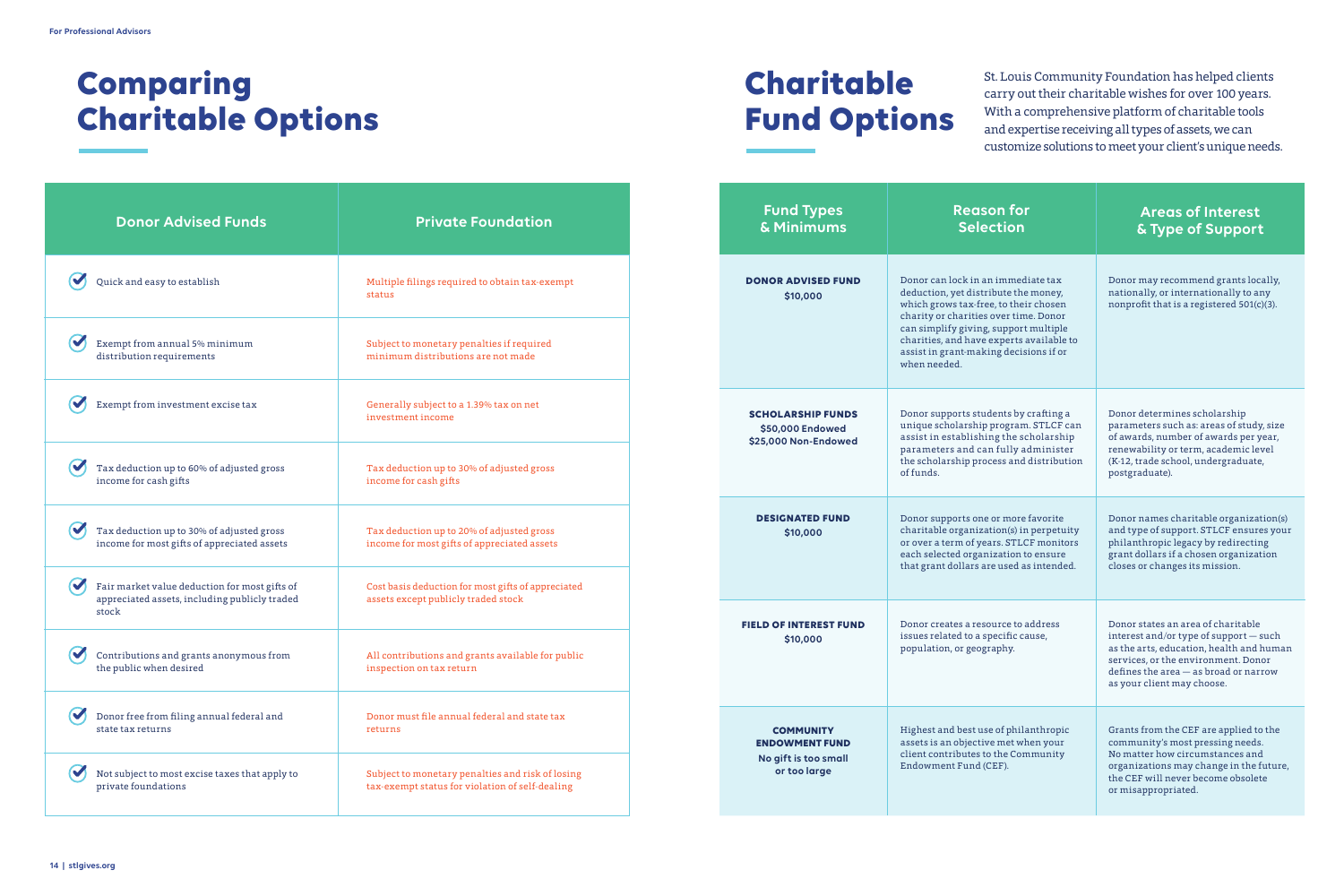For Professional Advisors

# Comparing Charitable Options

| Donor Advised Funds | Private Foundation |
| --- | --- |
| Quick and easy to establish | Multiple filings required to obtain tax-exempt status |
| Exempt from annual 5% minimum distribution requirements | Subject to monetary penalties if required minimum distributions are not made |
| Exempt from investment excise tax | Generally subject to a 1.39% tax on net investment income |
| Tax deduction up to 60% of adjusted gross income for cash gifts | Tax deduction up to 30% of adjusted gross income for cash gifts |
| Tax deduction up to 30% of adjusted gross income for most gifts of appreciated assets | Tax deduction up to 20% of adjusted gross income for most gifts of appreciated assets |
| Fair market value deduction for most gifts of appreciated assets, including publicly traded stock | Cost basis deduction for most gifts of appreciated assets except publicly traded stock |
| Contributions and grants anonymous from the public when desired | All contributions and grants available for public inspection on tax return |
| Donor free from filing annual federal and state tax returns | Donor must file annual federal and state tax returns |
| Not subject to most excise taxes that apply to private foundations | Subject to monetary penalties and risk of losing tax-exempt status for violation of self-dealing |

# Charitable Fund Options

St. Louis Community Foundation has helped clients carry out their charitable wishes for over 100 years. With a comprehensive platform of charitable tools and expertise receiving all types of assets, we can customize solutions to meet your client's unique needs.

| Fund Types & Minimums | Reason for Selection | Areas of Interest & Type of Support |
| --- | --- | --- |
| **DONOR ADVISED FUND** $10,000 | Donor can lock in an immediate tax deduction, yet distribute the money, which grows tax-free, to their chosen charity or charities over time. Donor can simplify giving, support multiple charities, and have experts available to assist in grant-making decisions if or when needed. | Donor may recommend grants locally, nationally, or internationally to any nonprofit that is a registered 501(c)(3). |
| **SCHOLARSHIP FUNDS** $50,000 Endowed $25,000 Non-Endowed | Donor supports students by crafting a unique scholarship program. STLCF can assist in establishing the scholarship parameters and can fully administer the scholarship process and distribution of funds. | Donor determines scholarship parameters such as: areas of study, size of awards, number of awards per year, renewability or term, academic level (K-12, trade school, undergraduate, postgraduate). |
| **DESIGNATED FUND** $10,000 | Donor supports one or more favorite charitable organization(s) in perpetuity or over a term of years. STLCF monitors each selected organization to ensure that grant dollars are used as intended. | Donor names charitable organization(s) and type of support. STLCF ensures your philanthropic legacy by redirecting grant dollars if a chosen organization closes or changes its mission. |
| **FIELD OF INTEREST FUND** $10,000 | Donor creates a resource to address issues related to a specific cause, population, or geography. | Donor states an area of charitable interest and/or type of support — such as the arts, education, health and human services, or the environment. Donor defines the area — as broad or narrow as your client may choose. |
| **COMMUNITY ENDOWMENT FUND** No gift is too small or too large | Highest and best use of philanthropic assets is an objective met when your client contributes to the Community Endowment Fund (CEF). | Grants from the CEF are applied to the community's most pressing needs. No matter how circumstances and organizations may change in the future, the CEF will never become obsolete or misappropriated. |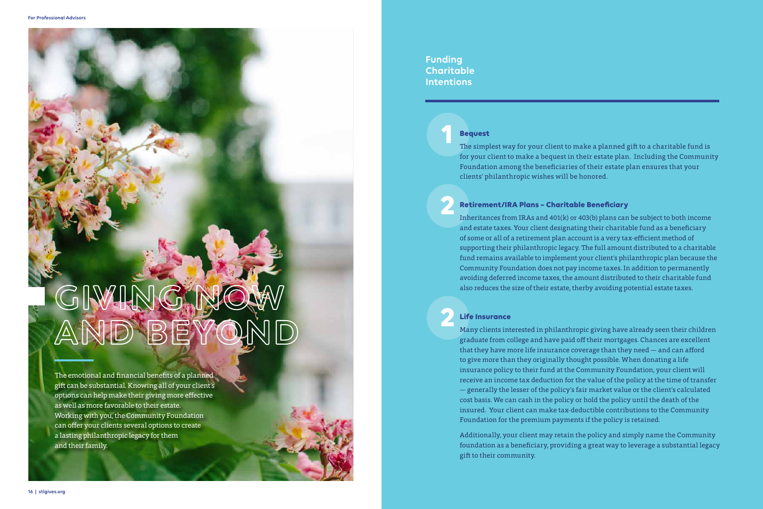# GIVING NOW AND BEYOND

The emotional and financial benefits of a planned gift can be substantial. Knowing all of your client's options can help make their giving more effective as well as more favorable to their estate. Working with you, the Community Foundation can offer your clients several options to create a lasting philanthropic legacy for them and their family.

## Funding Charitable Intentions

### 1 Bequest

The simplest way for your client to make a planned gift to a charitable fund is for your client to make a bequest in their estate plan. Including the Community Foundation among the beneficiaries of their estate plan ensures that your clients' philanthropic wishes will be honored.

### 2 Retirement/IRA Plans – Charitable Beneficiary

Inheritances from IRAs and 401(k) or 403(b) plans can be subject to both income and estate taxes. Your client designating their charitable fund as a beneficiary of some or all of a retirement plan account is a very tax-efficient method of supporting their philanthropic legacy. The full amount distributed to a charitable fund remains available to implement your client's philanthropic plan because the Community Foundation does not pay income taxes. In addition to permanently avoiding deferred income taxes, the amount distributed to their charitable fund also reduces the size of their estate, therby avoiding potential estate taxes.

### 2 Life Insurance

Many clients interested in philanthropic giving have already seen their children graduate from college and have paid off their mortgages. Chances are excellent that they have more life insurance coverage than they need — and can afford to give more than they originally thought possible. When donating a life insurance policy to their fund at the Community Foundation, your client will receive an income tax deduction for the value of the policy at the time of transfer — generally the lesser of the policy's fair market value or the client's calculated cost basis. We can cash in the policy or hold the policy until the death of the insured. Your client can make tax-deductible contributions to the Community Foundation for the premium payments if the policy is retained.

Additionally, your client may retain the policy and simply name the Community foundation as a beneficiary, providing a great way to leverage a substantial legacy gift to their community.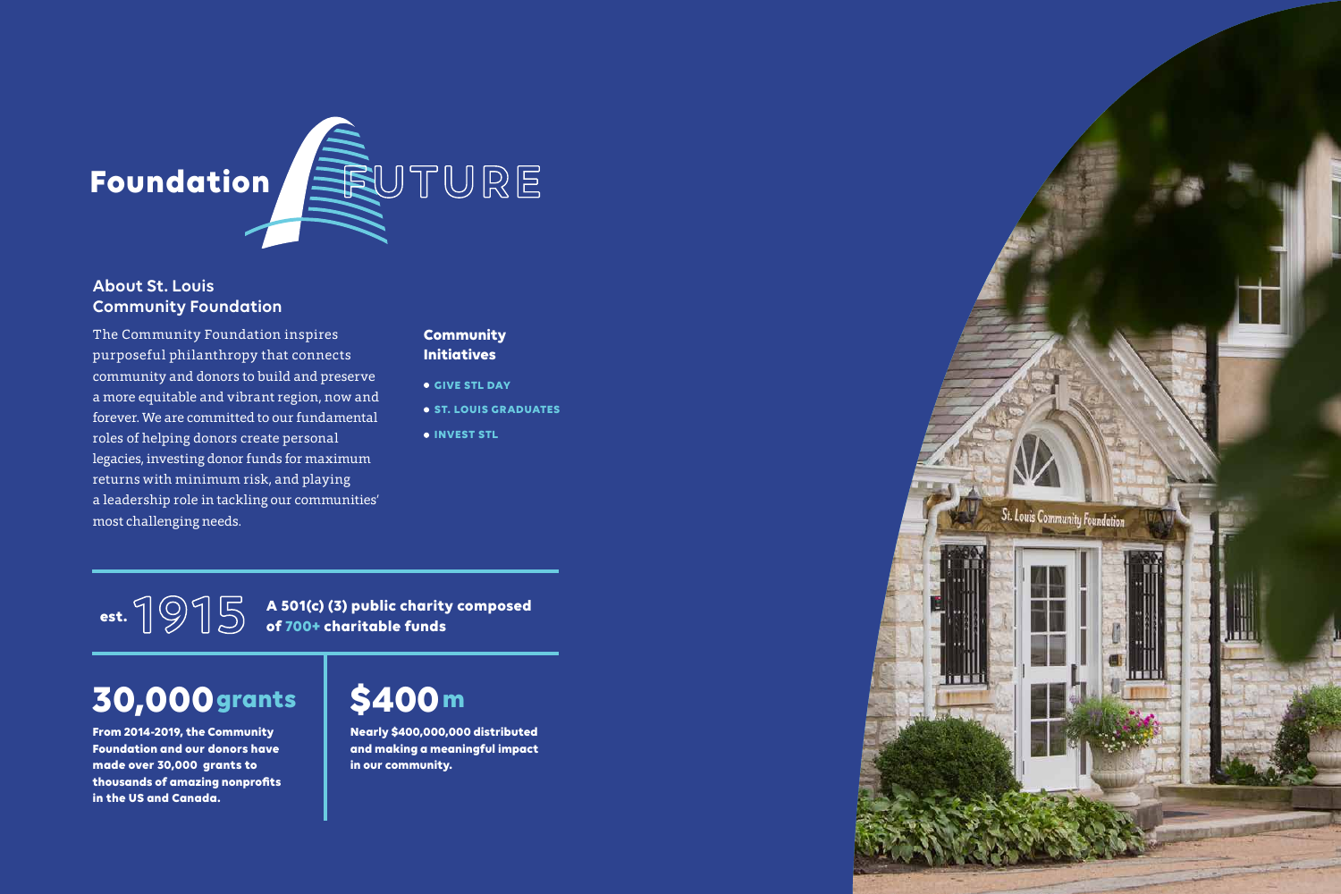# Foundation FUTURE

## About St. Louis Community Foundation

The Community Foundation inspires purposeful philanthropy that connects community and donors to build and preserve a more equitable and vibrant region, now and forever. We are committed to our fundamental roles of helping donors create personal legacies, investing donor funds for maximum returns with minimum risk, and playing a leadership role in tackling our communities' most challenging needs.

### Community Initiatives

- GIVE STL DAY
- ST. LOUIS GRADUATES
- INVEST STL

est. 1915

**A 501(c) (3) public charity composed of 700+ charitable funds**

## 30,000 grants

**From 2014-2019, the Community Foundation and our donors have made over 30,000 grants to thousands of amazing nonprofits in the US and Canada.**

## $400 m

**Nearly $400,000,000 distributed and making a meaningful impact in our community.**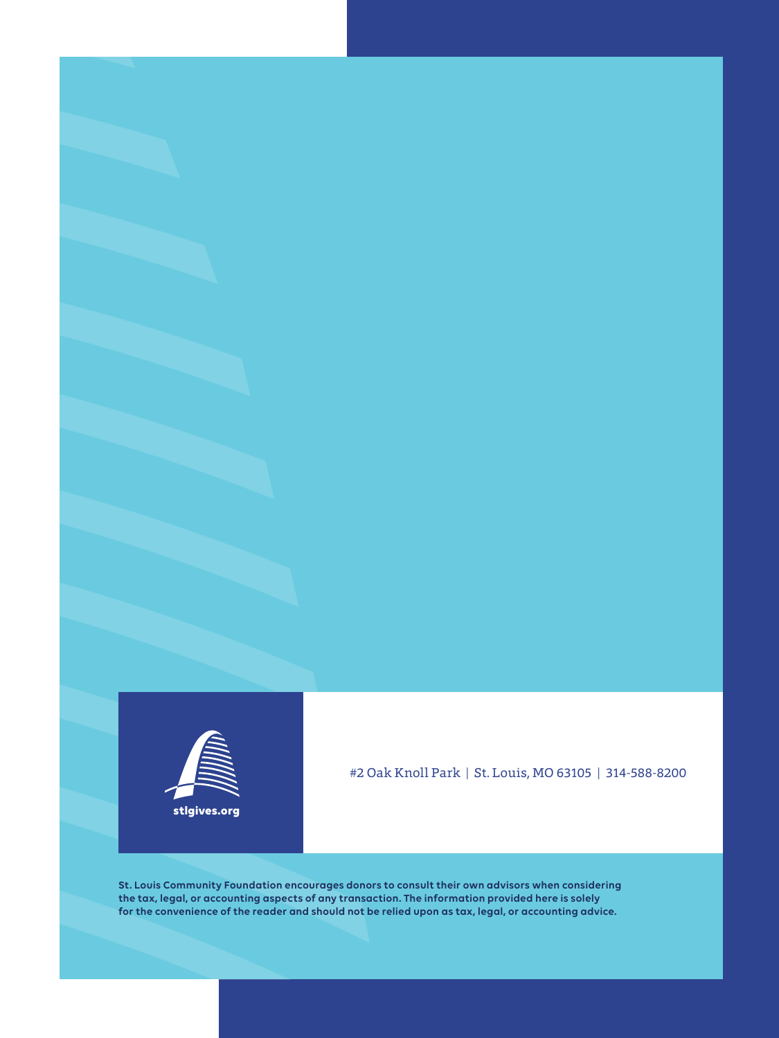stlgives.org

#2 Oak Knoll Park | St. Louis, MO 63105 | 314-588-8200

**St. Louis Community Foundation encourages donors to consult their own advisors when considering the tax, legal, or accounting aspects of any transaction. The information provided here is solely for the convenience of the reader and should not be relied upon as tax, legal, or accounting advice.**